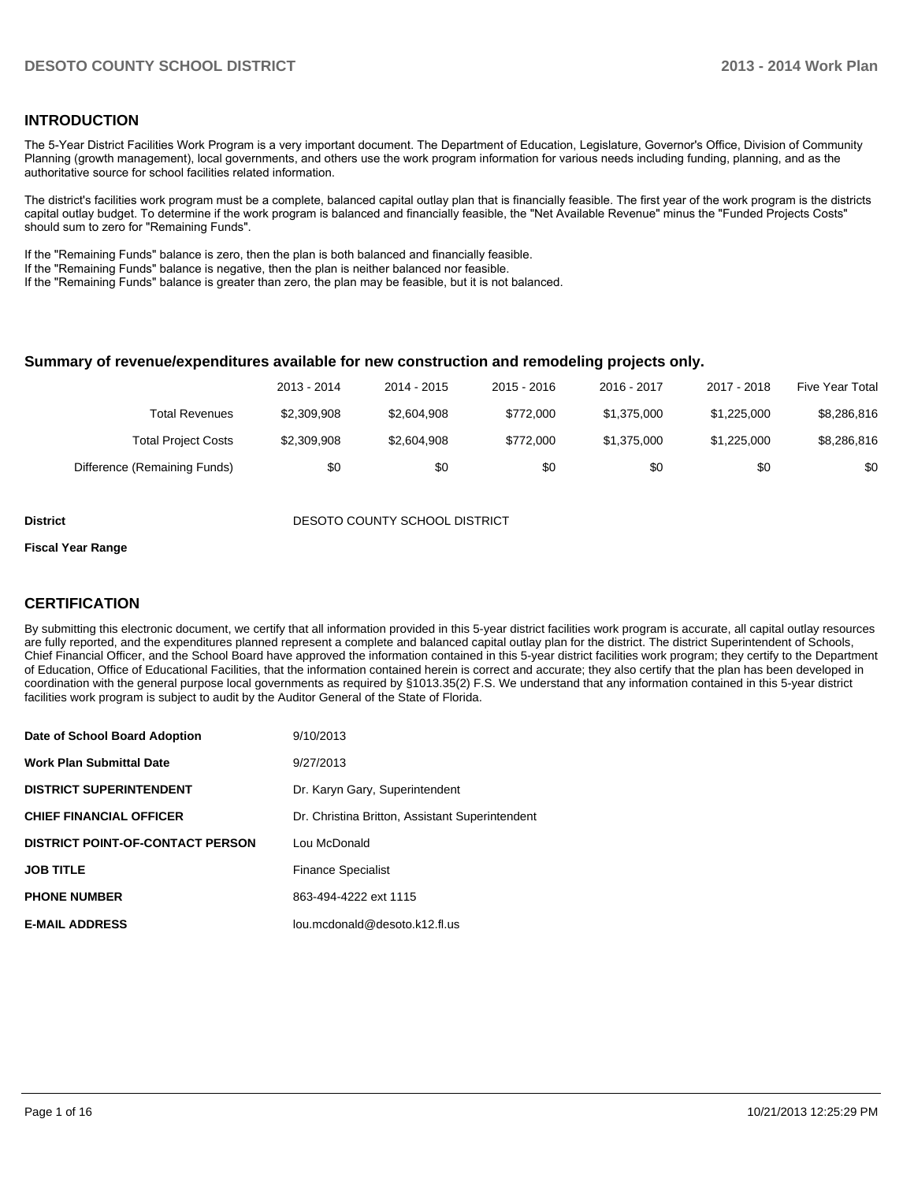## INTRODUCTION

The 5-Year District Facilities Work Program is a very important document. The Department of Education, Legislature, Governor's Office, Division of Community Planning (growth management), local governments, and others use the work program information for various needs including funding, planning, and as the authoritative source for school facilities related information.

The district's facilities work program must be a complete, balanced capital outlay plan that is financially feasible. The first year of the work program is the districts capital outlay budget. To determine if the work program is balanced and financially feasible, the "Net Available Revenue" minus the "Funded Projects Costs" should sum to zero for "Remaining Funds".

If the "Remaining Funds" balance is zero, then the plan is both balanced and financially feasible.
If the "Remaining Funds" balance is negative, then the plan is neither balanced nor feasible.
If the "Remaining Funds" balance is greater than zero, the plan may be feasible, but it is not balanced.

### Summary of revenue/expenditures available for new construction and remodeling projects only.

| | 2013 - 2014 | 2014 - 2015 | 2015 - 2016 | 2016 - 2017 | 2017 - 2018 | Five Year Total |
|---|---|---|---|---|---|---|
| Total Revenues | $2,309,908 | $2,604,908 | $772,000 | $1,375,000 | $1,225,000 | $8,286,816 |
| Total Project Costs | $2,309,908 | $2,604,908 | $772,000 | $1,375,000 | $1,225,000 | $8,286,816 |
| Difference (Remaining Funds) | $0 | $0 | $0 | $0 | $0 | $0 |

**District** DESOTO COUNTY SCHOOL DISTRICT

**Fiscal Year Range**

## CERTIFICATION

By submitting this electronic document, we certify that all information provided in this 5-year district facilities work program is accurate, all capital outlay resources are fully reported, and the expenditures planned represent a complete and balanced capital outlay plan for the district. The district Superintendent of Schools, Chief Financial Officer, and the School Board have approved the information contained in this 5-year district facilities work program; they certify to the Department of Education, Office of Educational Facilities, that the information contained herein is correct and accurate; they also certify that the plan has been developed in coordination with the general purpose local governments as required by §1013.35(2) F.S. We understand that any information contained in this 5-year district facilities work program is subject to audit by the Auditor General of the State of Florida.

| | |
|---|---|
| **Date of School Board Adoption** | 9/10/2013 |
| **Work Plan Submittal Date** | 9/27/2013 |
| **DISTRICT SUPERINTENDENT** | Dr. Karyn Gary, Superintendent |
| **CHIEF FINANCIAL OFFICER** | Dr. Christina Britton, Assistant Superintendent |
| **DISTRICT POINT-OF-CONTACT PERSON** | Lou McDonald |
| **JOB TITLE** | Finance Specialist |
| **PHONE NUMBER** | 863-494-4222 ext 1115 |
| **E-MAIL ADDRESS** | lou.mcdonald@desoto.k12.fl.us |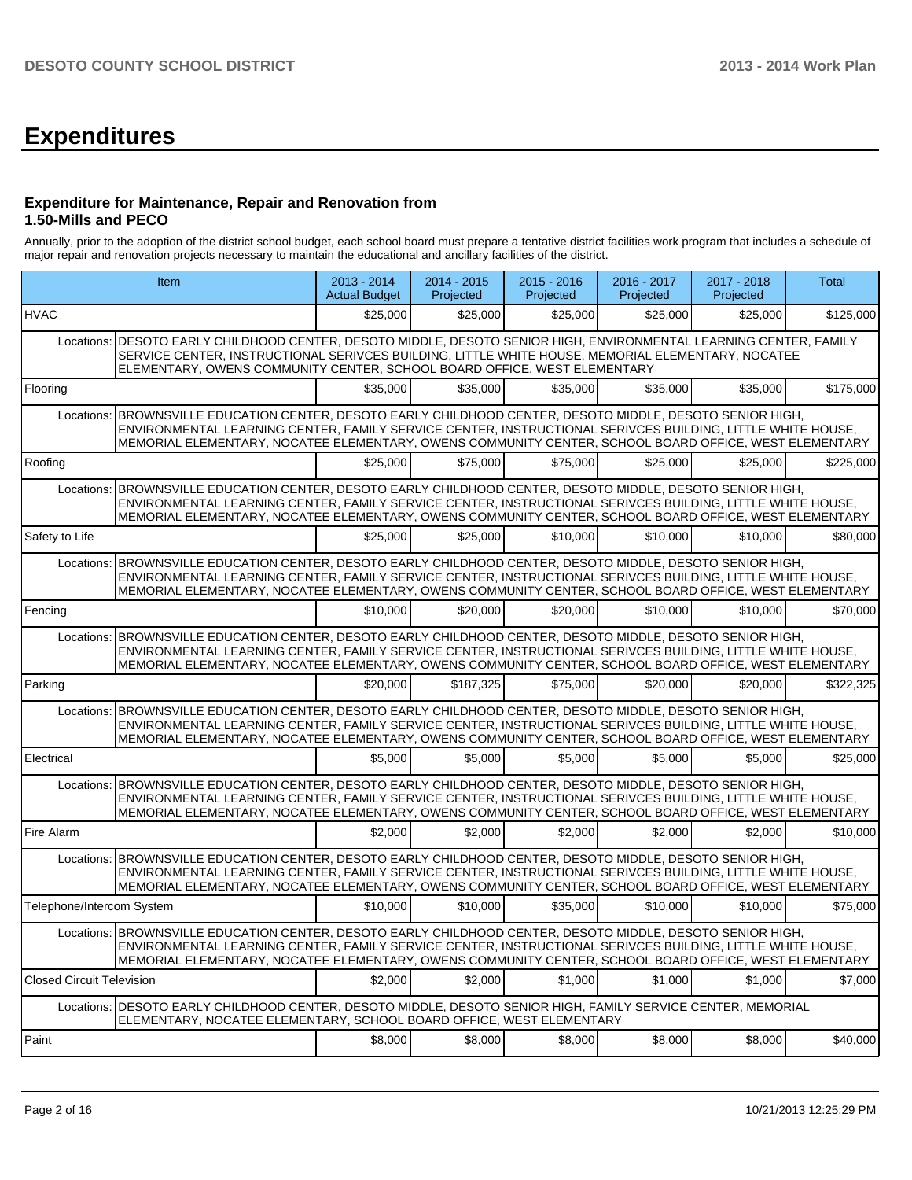# Expenditures

### Expenditure for Maintenance, Repair and Renovation from 1.50-Mills and PECO

Annually, prior to the adoption of the district school budget, each school board must prepare a tentative district facilities work program that includes a schedule of major repair and renovation projects necessary to maintain the educational and ancillary facilities of the district.

| Item | | 2013 - 2014 Actual Budget | 2014 - 2015 Projected | 2015 - 2016 Projected | 2016 - 2017 Projected | 2017 - 2018 Projected | Total |
|---|---|---|---|---|---|---|---|
| HVAC | | $25,000 | $25,000 | $25,000 | $25,000 | $25,000 | $125,000 |
| Locations: | DESOTO EARLY CHILDHOOD CENTER, DESOTO MIDDLE, DESOTO SENIOR HIGH, ENVIRONMENTAL LEARNING CENTER, FAMILY SERVICE CENTER, INSTRUCTIONAL SERIVCES BUILDING, LITTLE WHITE HOUSE, MEMORIAL ELEMENTARY, NOCATEE ELEMENTARY, OWENS COMMUNITY CENTER, SCHOOL BOARD OFFICE, WEST ELEMENTARY | | | | | | |
| Flooring | | $35,000 | $35,000 | $35,000 | $35,000 | $35,000 | $175,000 |
| Locations: | BROWNSVILLE EDUCATION CENTER, DESOTO EARLY CHILDHOOD CENTER, DESOTO MIDDLE, DESOTO SENIOR HIGH, ENVIRONMENTAL LEARNING CENTER, FAMILY SERVICE CENTER, INSTRUCTIONAL SERIVCES BUILDING, LITTLE WHITE HOUSE, MEMORIAL ELEMENTARY, NOCATEE ELEMENTARY, OWENS COMMUNITY CENTER, SCHOOL BOARD OFFICE, WEST ELEMENTARY | | | | | | |
| Roofing | | $25,000 | $75,000 | $75,000 | $25,000 | $25,000 | $225,000 |
| Locations: | BROWNSVILLE EDUCATION CENTER, DESOTO EARLY CHILDHOOD CENTER, DESOTO MIDDLE, DESOTO SENIOR HIGH, ENVIRONMENTAL LEARNING CENTER, FAMILY SERVICE CENTER, INSTRUCTIONAL SERIVCES BUILDING, LITTLE WHITE HOUSE, MEMORIAL ELEMENTARY, NOCATEE ELEMENTARY, OWENS COMMUNITY CENTER, SCHOOL BOARD OFFICE, WEST ELEMENTARY | | | | | | |
| Safety to Life | | $25,000 | $25,000 | $10,000 | $10,000 | $10,000 | $80,000 |
| Locations: | BROWNSVILLE EDUCATION CENTER, DESOTO EARLY CHILDHOOD CENTER, DESOTO MIDDLE, DESOTO SENIOR HIGH, ENVIRONMENTAL LEARNING CENTER, FAMILY SERVICE CENTER, INSTRUCTIONAL SERIVCES BUILDING, LITTLE WHITE HOUSE, MEMORIAL ELEMENTARY, NOCATEE ELEMENTARY, OWENS COMMUNITY CENTER, SCHOOL BOARD OFFICE, WEST ELEMENTARY | | | | | | |
| Fencing | | $10,000 | $20,000 | $20,000 | $10,000 | $10,000 | $70,000 |
| Locations: | BROWNSVILLE EDUCATION CENTER, DESOTO EARLY CHILDHOOD CENTER, DESOTO MIDDLE, DESOTO SENIOR HIGH, ENVIRONMENTAL LEARNING CENTER, FAMILY SERVICE CENTER, INSTRUCTIONAL SERIVCES BUILDING, LITTLE WHITE HOUSE, MEMORIAL ELEMENTARY, NOCATEE ELEMENTARY, OWENS COMMUNITY CENTER, SCHOOL BOARD OFFICE, WEST ELEMENTARY | | | | | | |
| Parking | | $20,000 | $187,325 | $75,000 | $20,000 | $20,000 | $322,325 |
| Locations: | BROWNSVILLE EDUCATION CENTER, DESOTO EARLY CHILDHOOD CENTER, DESOTO MIDDLE, DESOTO SENIOR HIGH, ENVIRONMENTAL LEARNING CENTER, FAMILY SERVICE CENTER, INSTRUCTIONAL SERIVCES BUILDING, LITTLE WHITE HOUSE, MEMORIAL ELEMENTARY, NOCATEE ELEMENTARY, OWENS COMMUNITY CENTER, SCHOOL BOARD OFFICE, WEST ELEMENTARY | | | | | | |
| Electrical | | $5,000 | $5,000 | $5,000 | $5,000 | $5,000 | $25,000 |
| Locations: | BROWNSVILLE EDUCATION CENTER, DESOTO EARLY CHILDHOOD CENTER, DESOTO MIDDLE, DESOTO SENIOR HIGH, ENVIRONMENTAL LEARNING CENTER, FAMILY SERVICE CENTER, INSTRUCTIONAL SERIVCES BUILDING, LITTLE WHITE HOUSE, MEMORIAL ELEMENTARY, NOCATEE ELEMENTARY, OWENS COMMUNITY CENTER, SCHOOL BOARD OFFICE, WEST ELEMENTARY | | | | | | |
| Fire Alarm | | $2,000 | $2,000 | $2,000 | $2,000 | $2,000 | $10,000 |
| Locations: | BROWNSVILLE EDUCATION CENTER, DESOTO EARLY CHILDHOOD CENTER, DESOTO MIDDLE, DESOTO SENIOR HIGH, ENVIRONMENTAL LEARNING CENTER, FAMILY SERVICE CENTER, INSTRUCTIONAL SERIVCES BUILDING, LITTLE WHITE HOUSE, MEMORIAL ELEMENTARY, NOCATEE ELEMENTARY, OWENS COMMUNITY CENTER, SCHOOL BOARD OFFICE, WEST ELEMENTARY | | | | | | |
| Telephone/Intercom System | | $10,000 | $10,000 | $35,000 | $10,000 | $10,000 | $75,000 |
| Locations: | BROWNSVILLE EDUCATION CENTER, DESOTO EARLY CHILDHOOD CENTER, DESOTO MIDDLE, DESOTO SENIOR HIGH, ENVIRONMENTAL LEARNING CENTER, FAMILY SERVICE CENTER, INSTRUCTIONAL SERIVCES BUILDING, LITTLE WHITE HOUSE, MEMORIAL ELEMENTARY, NOCATEE ELEMENTARY, OWENS COMMUNITY CENTER, SCHOOL BOARD OFFICE, WEST ELEMENTARY | | | | | | |
| Closed Circuit Television | | $2,000 | $2,000 | $1,000 | $1,000 | $1,000 | $7,000 |
| Locations: | DESOTO EARLY CHILDHOOD CENTER, DESOTO MIDDLE, DESOTO SENIOR HIGH, FAMILY SERVICE CENTER, MEMORIAL ELEMENTARY, NOCATEE ELEMENTARY, SCHOOL BOARD OFFICE, WEST ELEMENTARY | | | | | | |
| Paint | | $8,000 | $8,000 | $8,000 | $8,000 | $8,000 | $40,000 |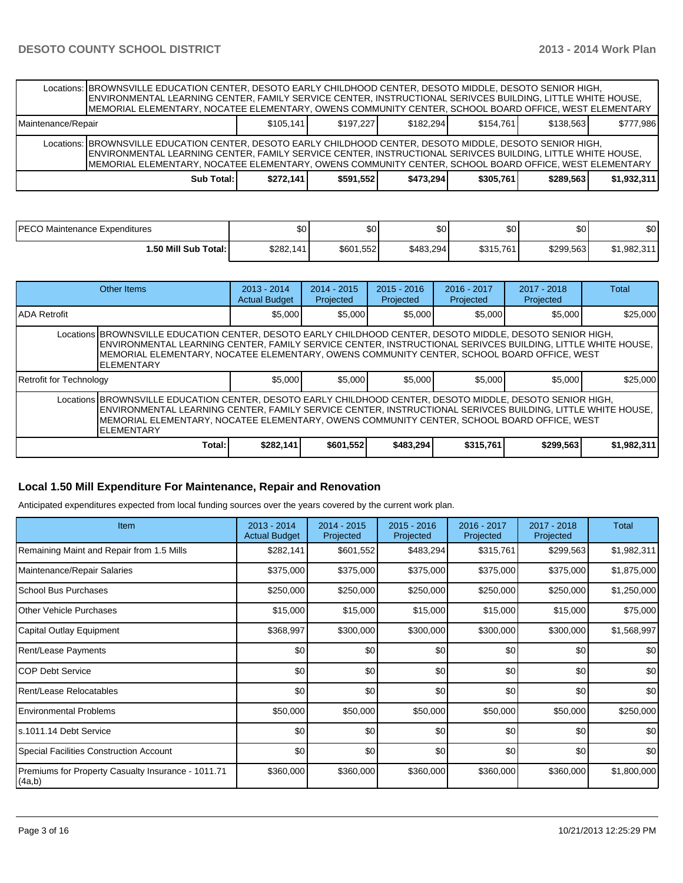| | | | | | | |
|---|---|---|---|---|---|---|
| Locations: | BROWNSVILLE EDUCATION CENTER, DESOTO EARLY CHILDHOOD CENTER, DESOTO MIDDLE, DESOTO SENIOR HIGH, ENVIRONMENTAL LEARNING CENTER, FAMILY SERVICE CENTER, INSTRUCTIONAL SERIVCES BUILDING, LITTLE WHITE HOUSE, MEMORIAL ELEMENTARY, NOCATEE ELEMENTARY, OWENS COMMUNITY CENTER, SCHOOL BOARD OFFICE, WEST ELEMENTARY | | | | | |
| Maintenance/Repair | $105,141 | $197,227 | $182,294 | $154,761 | $138,563 | $777,986 |
| Locations: | BROWNSVILLE EDUCATION CENTER, DESOTO EARLY CHILDHOOD CENTER, DESOTO MIDDLE, DESOTO SENIOR HIGH, ENVIRONMENTAL LEARNING CENTER, FAMILY SERVICE CENTER, INSTRUCTIONAL SERIVCES BUILDING, LITTLE WHITE HOUSE, MEMORIAL ELEMENTARY, NOCATEE ELEMENTARY, OWENS COMMUNITY CENTER, SCHOOL BOARD OFFICE, WEST ELEMENTARY | | | | | |
| **Sub Total:** | **$272,141** | **$591,552** | **$473,294** | **$305,761** | **$289,563** | **$1,932,311** |

| | | | | | | |
|---|---|---|---|---|---|---|
| PECO Maintenance Expenditures | $0 | $0 | $0 | $0 | $0 | $0 |
| **1.50 Mill Sub Total:** | $282,141 | $601,552 | $483,294 | $315,761 | $299,563 | $1,982,311 |

| Other Items | 2013 - 2014 Actual Budget | 2014 - 2015 Projected | 2015 - 2016 Projected | 2016 - 2017 Projected | 2017 - 2018 Projected | Total |
|---|---|---|---|---|---|---|
| ADA Retrofit | $5,000 | $5,000 | $5,000 | $5,000 | $5,000 | $25,000 |
| Locations BROWNSVILLE EDUCATION CENTER, DESOTO EARLY CHILDHOOD CENTER, DESOTO MIDDLE, DESOTO SENIOR HIGH, ENVIRONMENTAL LEARNING CENTER, FAMILY SERVICE CENTER, INSTRUCTIONAL SERIVCES BUILDING, LITTLE WHITE HOUSE, MEMORIAL ELEMENTARY, NOCATEE ELEMENTARY, OWENS COMMUNITY CENTER, SCHOOL BOARD OFFICE, WEST ELEMENTARY | | | | | | |
| Retrofit for Technology | $5,000 | $5,000 | $5,000 | $5,000 | $5,000 | $25,000 |
| Locations BROWNSVILLE EDUCATION CENTER, DESOTO EARLY CHILDHOOD CENTER, DESOTO MIDDLE, DESOTO SENIOR HIGH, ENVIRONMENTAL LEARNING CENTER, FAMILY SERVICE CENTER, INSTRUCTIONAL SERIVCES BUILDING, LITTLE WHITE HOUSE, MEMORIAL ELEMENTARY, NOCATEE ELEMENTARY, OWENS COMMUNITY CENTER, SCHOOL BOARD OFFICE, WEST ELEMENTARY | | | | | | |
| **Total:** | **$282,141** | **$601,552** | **$483,294** | **$315,761** | **$299,563** | **$1,982,311** |

## Local 1.50 Mill Expenditure For Maintenance, Repair and Renovation

Anticipated expenditures expected from local funding sources over the years covered by the current work plan.

| Item | 2013 - 2014 Actual Budget | 2014 - 2015 Projected | 2015 - 2016 Projected | 2016 - 2017 Projected | 2017 - 2018 Projected | Total |
|---|---|---|---|---|---|---|
| Remaining Maint and Repair from 1.5 Mills | $282,141 | $601,552 | $483,294 | $315,761 | $299,563 | $1,982,311 |
| Maintenance/Repair Salaries | $375,000 | $375,000 | $375,000 | $375,000 | $375,000 | $1,875,000 |
| School Bus Purchases | $250,000 | $250,000 | $250,000 | $250,000 | $250,000 | $1,250,000 |
| Other Vehicle Purchases | $15,000 | $15,000 | $15,000 | $15,000 | $15,000 | $75,000 |
| Capital Outlay Equipment | $368,997 | $300,000 | $300,000 | $300,000 | $300,000 | $1,568,997 |
| Rent/Lease Payments | $0 | $0 | $0 | $0 | $0 | $0 |
| COP Debt Service | $0 | $0 | $0 | $0 | $0 | $0 |
| Rent/Lease Relocatables | $0 | $0 | $0 | $0 | $0 | $0 |
| Environmental Problems | $50,000 | $50,000 | $50,000 | $50,000 | $50,000 | $250,000 |
| s.1011.14 Debt Service | $0 | $0 | $0 | $0 | $0 | $0 |
| Special Facilities Construction Account | $0 | $0 | $0 | $0 | $0 | $0 |
| Premiums for Property Casualty Insurance - 1011.71 (4a,b) | $360,000 | $360,000 | $360,000 | $360,000 | $360,000 | $1,800,000 |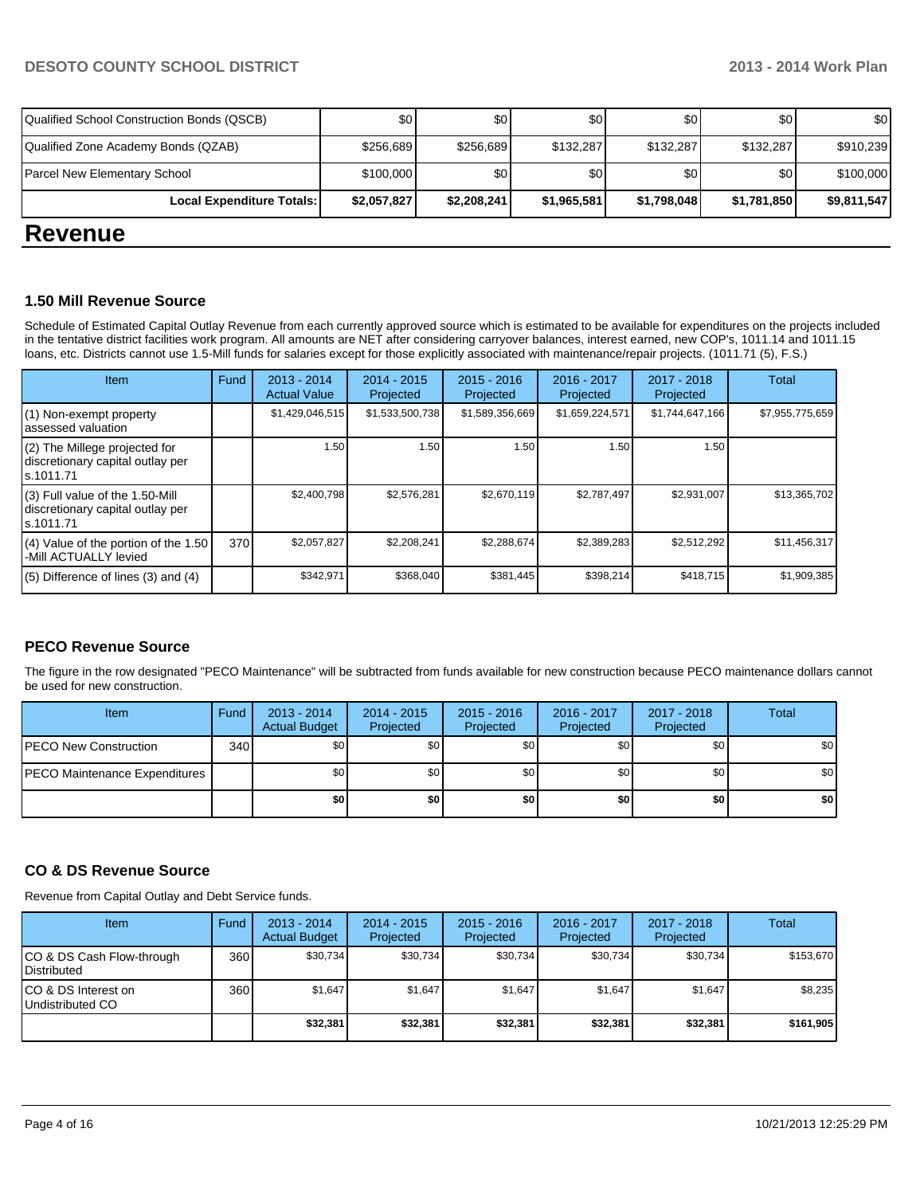| Qualified School Construction Bonds (QSCB) | $0 | $0 | $0 | $0 | $0 | $0 |
|---|---|---|---|---|---|---|
| Qualified Zone Academy Bonds (QZAB) | $256,689 | $256,689 | $132,287 | $132,287 | $132,287 | $910,239 |
| Parcel New Elementary School | $100,000 | $0 | $0 | $0 | $0 | $100,000 |
| **Local Expenditure Totals:** | **$2,057,827** | **$2,208,241** | **$1,965,581** | **$1,798,048** | **$1,781,850** | **$9,811,547** |

# Revenue

### 1.50 Mill Revenue Source

Schedule of Estimated Capital Outlay Revenue from each currently approved source which is estimated to be available for expenditures on the projects included in the tentative district facilities work program. All amounts are NET after considering carryover balances, interest earned, new COP's, 1011.14 and 1011.15 loans, etc. Districts cannot use 1.5-Mill funds for salaries except for those explicitly associated with maintenance/repair projects. (1011.71 (5), F.S.)

| Item | Fund | 2013 - 2014 Actual Value | 2014 - 2015 Projected | 2015 - 2016 Projected | 2016 - 2017 Projected | 2017 - 2018 Projected | Total |
|---|---|---|---|---|---|---|---|
| (1) Non-exempt property assessed valuation | | $1,429,046,515 | $1,533,500,738 | $1,589,356,669 | $1,659,224,571 | $1,744,647,166 | $7,955,775,659 |
| (2) The Millege projected for discretionary capital outlay per s.1011.71 | | 1.50 | 1.50 | 1.50 | 1.50 | 1.50 | |
| (3) Full value of the 1.50-Mill discretionary capital outlay per s.1011.71 | | $2,400,798 | $2,576,281 | $2,670,119 | $2,787,497 | $2,931,007 | $13,365,702 |
| (4) Value of the portion of the 1.50 -Mill ACTUALLY levied | 370 | $2,057,827 | $2,208,241 | $2,288,674 | $2,389,283 | $2,512,292 | $11,456,317 |
| (5) Difference of lines (3) and (4) | | $342,971 | $368,040 | $381,445 | $398,214 | $418,715 | $1,909,385 |

### PECO Revenue Source

The figure in the row designated "PECO Maintenance" will be subtracted from funds available for new construction because PECO maintenance dollars cannot be used for new construction.

| Item | Fund | 2013 - 2014 Actual Budget | 2014 - 2015 Projected | 2015 - 2016 Projected | 2016 - 2017 Projected | 2017 - 2018 Projected | Total |
|---|---|---|---|---|---|---|---|
| PECO New Construction | 340 | $0 | $0 | $0 | $0 | $0 | $0 |
| PECO Maintenance Expenditures | | $0 | $0 | $0 | $0 | $0 | $0 |
| | | **$0** | **$0** | **$0** | **$0** | **$0** | **$0** |

### CO & DS Revenue Source

Revenue from Capital Outlay and Debt Service funds.

| Item | Fund | 2013 - 2014 Actual Budget | 2014 - 2015 Projected | 2015 - 2016 Projected | 2016 - 2017 Projected | 2017 - 2018 Projected | Total |
|---|---|---|---|---|---|---|---|
| CO & DS Cash Flow-through Distributed | 360 | $30,734 | $30,734 | $30,734 | $30,734 | $30,734 | $153,670 |
| CO & DS Interest on Undistributed CO | 360 | $1,647 | $1,647 | $1,647 | $1,647 | $1,647 | $8,235 |
| | | **$32,381** | **$32,381** | **$32,381** | **$32,381** | **$32,381** | **$161,905** |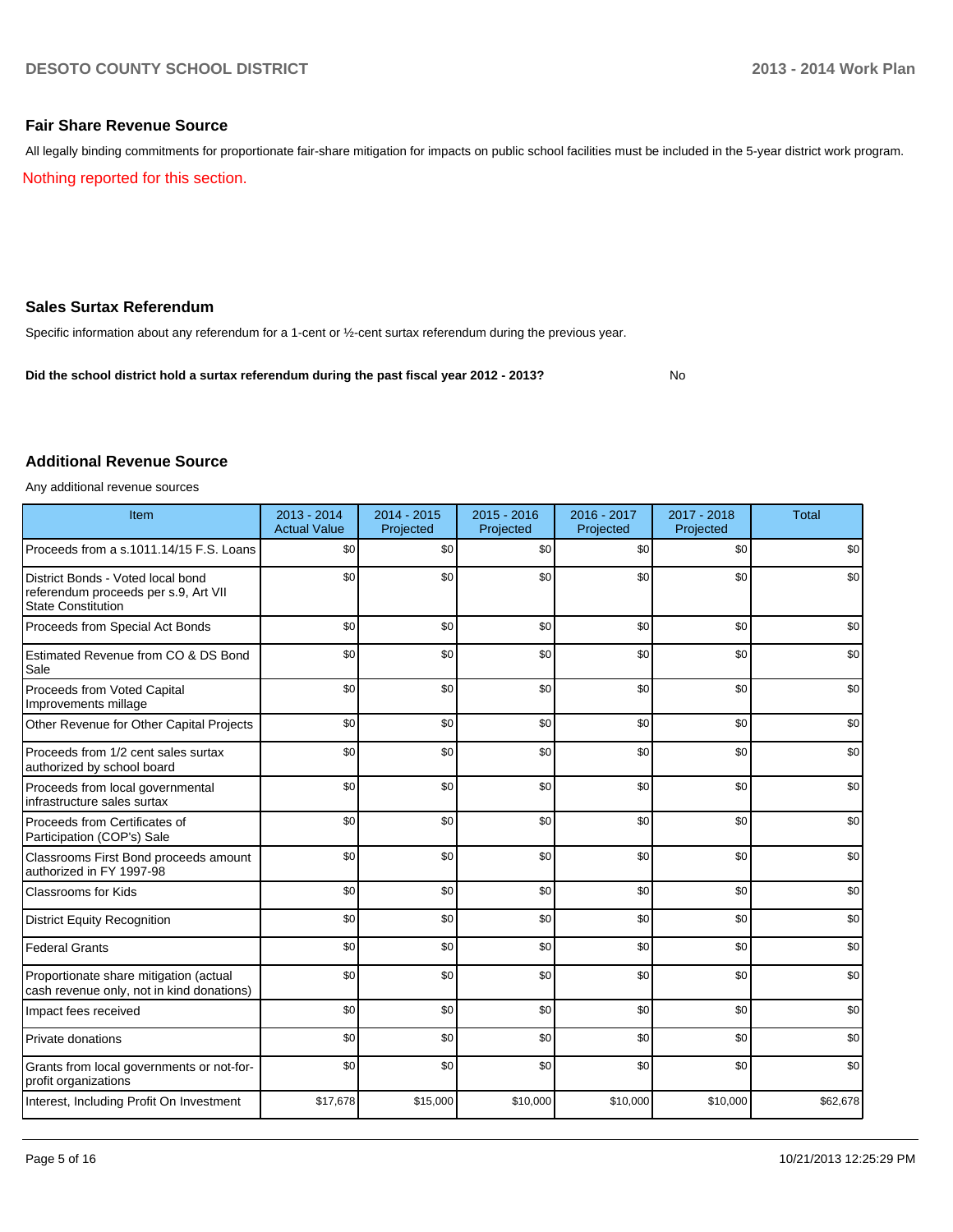## Fair Share Revenue Source

All legally binding commitments for proportionate fair-share mitigation for impacts on public school facilities must be included in the 5-year district work program.

Nothing reported for this section.

## Sales Surtax Referendum

Specific information about any referendum for a 1-cent or ½-cent surtax referendum during the previous year.

**Did the school district hold a surtax referendum during the past fiscal year 2012 - 2013?** No

## Additional Revenue Source

Any additional revenue sources

| Item | 2013 - 2014 Actual Value | 2014 - 2015 Projected | 2015 - 2016 Projected | 2016 - 2017 Projected | 2017 - 2018 Projected | Total |
|---|---|---|---|---|---|---|
| Proceeds from a s.1011.14/15 F.S. Loans | $0 | $0 | $0 | $0 | $0 | $0 |
| District Bonds - Voted local bond referendum proceeds per s.9, Art VII State Constitution | $0 | $0 | $0 | $0 | $0 | $0 |
| Proceeds from Special Act Bonds | $0 | $0 | $0 | $0 | $0 | $0 |
| Estimated Revenue from CO & DS Bond Sale | $0 | $0 | $0 | $0 | $0 | $0 |
| Proceeds from Voted Capital Improvements millage | $0 | $0 | $0 | $0 | $0 | $0 |
| Other Revenue for Other Capital Projects | $0 | $0 | $0 | $0 | $0 | $0 |
| Proceeds from 1/2 cent sales surtax authorized by school board | $0 | $0 | $0 | $0 | $0 | $0 |
| Proceeds from local governmental infrastructure sales surtax | $0 | $0 | $0 | $0 | $0 | $0 |
| Proceeds from Certificates of Participation (COP's) Sale | $0 | $0 | $0 | $0 | $0 | $0 |
| Classrooms First Bond proceeds amount authorized in FY 1997-98 | $0 | $0 | $0 | $0 | $0 | $0 |
| Classrooms for Kids | $0 | $0 | $0 | $0 | $0 | $0 |
| District Equity Recognition | $0 | $0 | $0 | $0 | $0 | $0 |
| Federal Grants | $0 | $0 | $0 | $0 | $0 | $0 |
| Proportionate share mitigation (actual cash revenue only, not in kind donations) | $0 | $0 | $0 | $0 | $0 | $0 |
| Impact fees received | $0 | $0 | $0 | $0 | $0 | $0 |
| Private donations | $0 | $0 | $0 | $0 | $0 | $0 |
| Grants from local governments or not-for-profit organizations | $0 | $0 | $0 | $0 | $0 | $0 |
| Interest, Including Profit On Investment | $17,678 | $15,000 | $10,000 | $10,000 | $10,000 | $62,678 |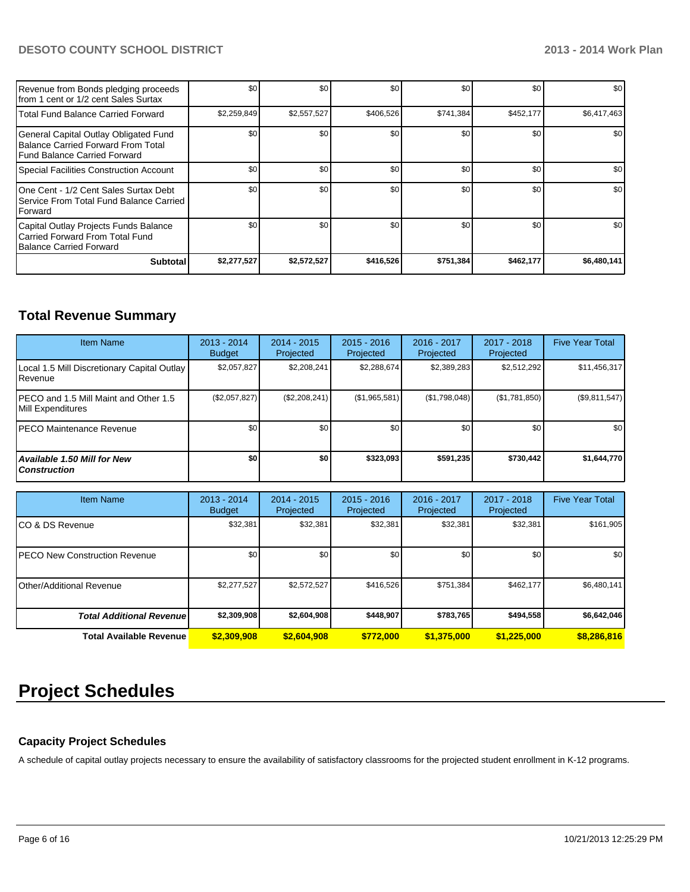| | | | | | | |
|---|---|---|---|---|---|---|
| Revenue from Bonds pledging proceeds from 1 cent or 1/2 cent Sales Surtax | $0 | $0 | $0 | $0 | $0 | $0 |
| Total Fund Balance Carried Forward | $2,259,849 | $2,557,527 | $406,526 | $741,384 | $452,177 | $6,417,463 |
| General Capital Outlay Obligated Fund Balance Carried Forward From Total Fund Balance Carried Forward | $0 | $0 | $0 | $0 | $0 | $0 |
| Special Facilities Construction Account | $0 | $0 | $0 | $0 | $0 | $0 |
| One Cent - 1/2 Cent Sales Surtax Debt Service From Total Fund Balance Carried Forward | $0 | $0 | $0 | $0 | $0 | $0 |
| Capital Outlay Projects Funds Balance Carried Forward From Total Fund Balance Carried Forward | $0 | $0 | $0 | $0 | $0 | $0 |
| **Subtotal** | **$2,277,527** | **$2,572,527** | **$416,526** | **$751,384** | **$462,177** | **$6,480,141** |

## Total Revenue Summary

| Item Name | 2013 - 2014 Budget | 2014 - 2015 Projected | 2015 - 2016 Projected | 2016 - 2017 Projected | 2017 - 2018 Projected | Five Year Total |
|---|---|---|---|---|---|---|
| Local 1.5 Mill Discretionary Capital Outlay Revenue | $2,057,827 | $2,208,241 | $2,288,674 | $2,389,283 | $2,512,292 | $11,456,317 |
| PECO and 1.5 Mill Maint and Other 1.5 Mill Expenditures | ($2,057,827) | ($2,208,241) | ($1,965,581) | ($1,798,048) | ($1,781,850) | ($9,811,547) |
| PECO Maintenance Revenue | $0 | $0 | $0 | $0 | $0 | $0 |
| ***Available 1.50 Mill for New Construction*** | **$0** | **$0** | **$323,093** | **$591,235** | **$730,442** | **$1,644,770** |

| Item Name | 2013 - 2014 Budget | 2014 - 2015 Projected | 2015 - 2016 Projected | 2016 - 2017 Projected | 2017 - 2018 Projected | Five Year Total |
|---|---|---|---|---|---|---|
| CO & DS Revenue | $32,381 | $32,381 | $32,381 | $32,381 | $32,381 | $161,905 |
| PECO New Construction Revenue | $0 | $0 | $0 | $0 | $0 | $0 |
| Other/Additional Revenue | $2,277,527 | $2,572,527 | $416,526 | $751,384 | $462,177 | $6,480,141 |
| ***Total Additional Revenue*** | **$2,309,908** | **$2,604,908** | **$448,907** | **$783,765** | **$494,558** | **$6,642,046** |
| **Total Available Revenue** | **$2,309,908** | **$2,604,908** | **$772,000** | **$1,375,000** | **$1,225,000** | **$8,286,816** |

# Project Schedules

### Capacity Project Schedules

A schedule of capital outlay projects necessary to ensure the availability of satisfactory classrooms for the projected student enrollment in K-12 programs.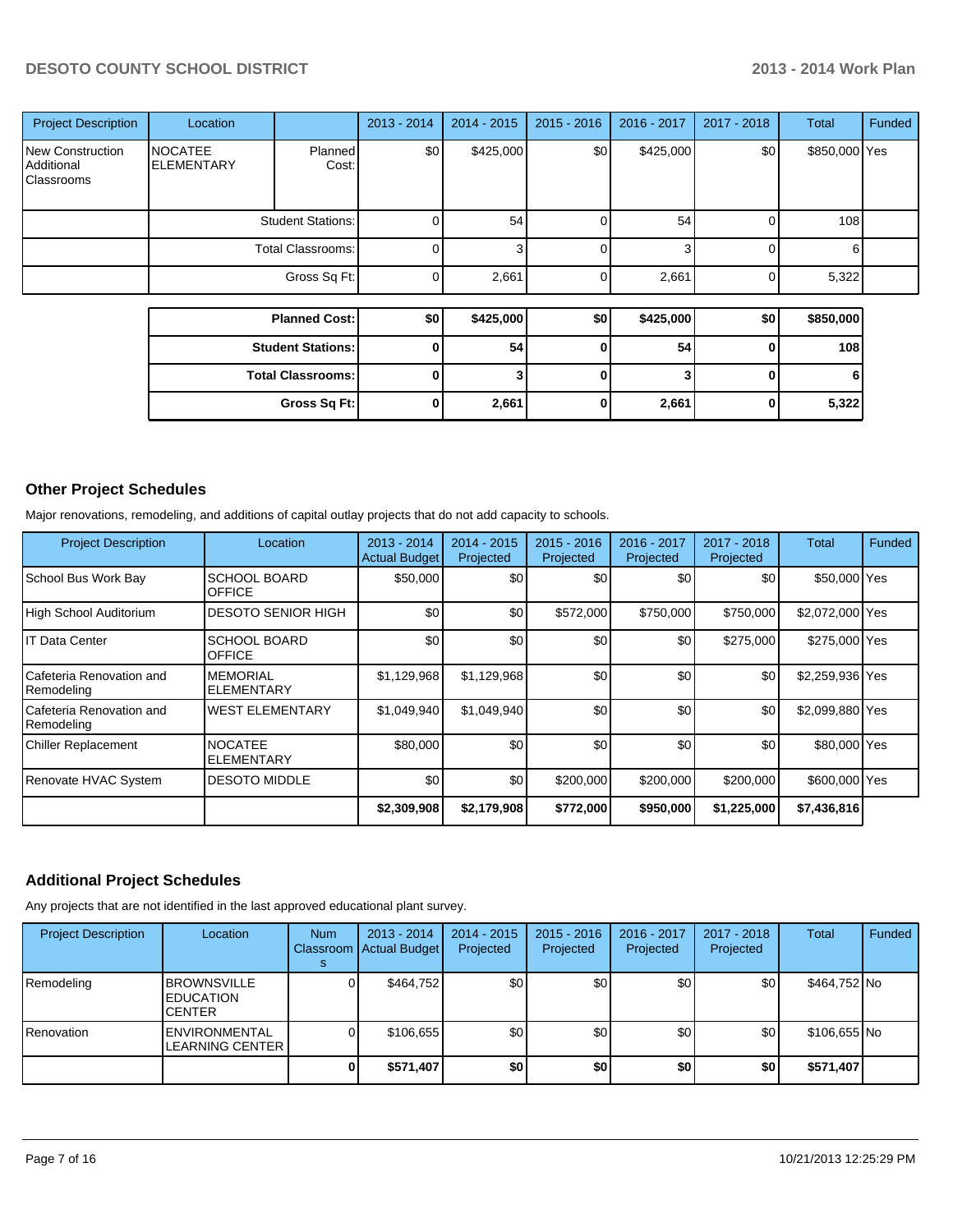| Project Description | Location | | 2013 - 2014 | 2014 - 2015 | 2015 - 2016 | 2016 - 2017 | 2017 - 2018 | Total | Funded |
|---|---|---|---|---|---|---|---|---|---|
| New Construction Additional Classrooms | NOCATEE ELEMENTARY | Planned Cost: | $0 | $425,000 | $0 | $425,000 | $0 | $850,000 | Yes |
| | | Student Stations: | 0 | 54 | 0 | 54 | 0 | 108 | |
| | | Total Classrooms: | 0 | 3 | 0 | 3 | 0 | 6 | |
| | | Gross Sq Ft: | 0 | 2,661 | 0 | 2,661 | 0 | 5,322 | |

| | 2013 - 2014 | 2014 - 2015 | 2015 - 2016 | 2016 - 2017 | 2017 - 2018 | Total |
|---|---|---|---|---|---|---|
| **Planned Cost:** | **$0** | **$425,000** | **$0** | **$425,000** | **$0** | **$850,000** |
| **Student Stations:** | **0** | **54** | **0** | **54** | **0** | **108** |
| **Total Classrooms:** | **0** | **3** | **0** | **3** | **0** | **6** |
| **Gross Sq Ft:** | **0** | **2,661** | **0** | **2,661** | **0** | **5,322** |

## Other Project Schedules

Major renovations, remodeling, and additions of capital outlay projects that do not add capacity to schools.

| Project Description | Location | 2013 - 2014 Actual Budget | 2014 - 2015 Projected | 2015 - 2016 Projected | 2016 - 2017 Projected | 2017 - 2018 Projected | Total | Funded |
|---|---|---|---|---|---|---|---|---|
| School Bus Work Bay | SCHOOL BOARD OFFICE | $50,000 | $0 | $0 | $0 | $0 | $50,000 | Yes |
| High School Auditorium | DESOTO SENIOR HIGH | $0 | $0 | $572,000 | $750,000 | $750,000 | $2,072,000 | Yes |
| IT Data Center | SCHOOL BOARD OFFICE | $0 | $0 | $0 | $0 | $275,000 | $275,000 | Yes |
| Cafeteria Renovation and Remodeling | MEMORIAL ELEMENTARY | $1,129,968 | $1,129,968 | $0 | $0 | $0 | $2,259,936 | Yes |
| Cafeteria Renovation and Remodeling | WEST ELEMENTARY | $1,049,940 | $1,049,940 | $0 | $0 | $0 | $2,099,880 | Yes |
| Chiller Replacement | NOCATEE ELEMENTARY | $80,000 | $0 | $0 | $0 | $0 | $80,000 | Yes |
| Renovate HVAC System | DESOTO MIDDLE | $0 | $0 | $200,000 | $200,000 | $200,000 | $600,000 | Yes |
| | | **$2,309,908** | **$2,179,908** | **$772,000** | **$950,000** | **$1,225,000** | **$7,436,816** | |

## Additional Project Schedules

Any projects that are not identified in the last approved educational plant survey.

| Project Description | Location | Num Classrooms | 2013 - 2014 Actual Budget | 2014 - 2015 Projected | 2015 - 2016 Projected | 2016 - 2017 Projected | 2017 - 2018 Projected | Total | Funded |
|---|---|---|---|---|---|---|---|---|---|
| Remodeling | BROWNSVILLE EDUCATION CENTER | 0 | $464,752 | $0 | $0 | $0 | $0 | $464,752 | No |
| Renovation | ENVIRONMENTAL LEARNING CENTER | 0 | $106,655 | $0 | $0 | $0 | $0 | $106,655 | No |
| | | **0** | **$571,407** | **$0** | **$0** | **$0** | **$0** | **$571,407** | |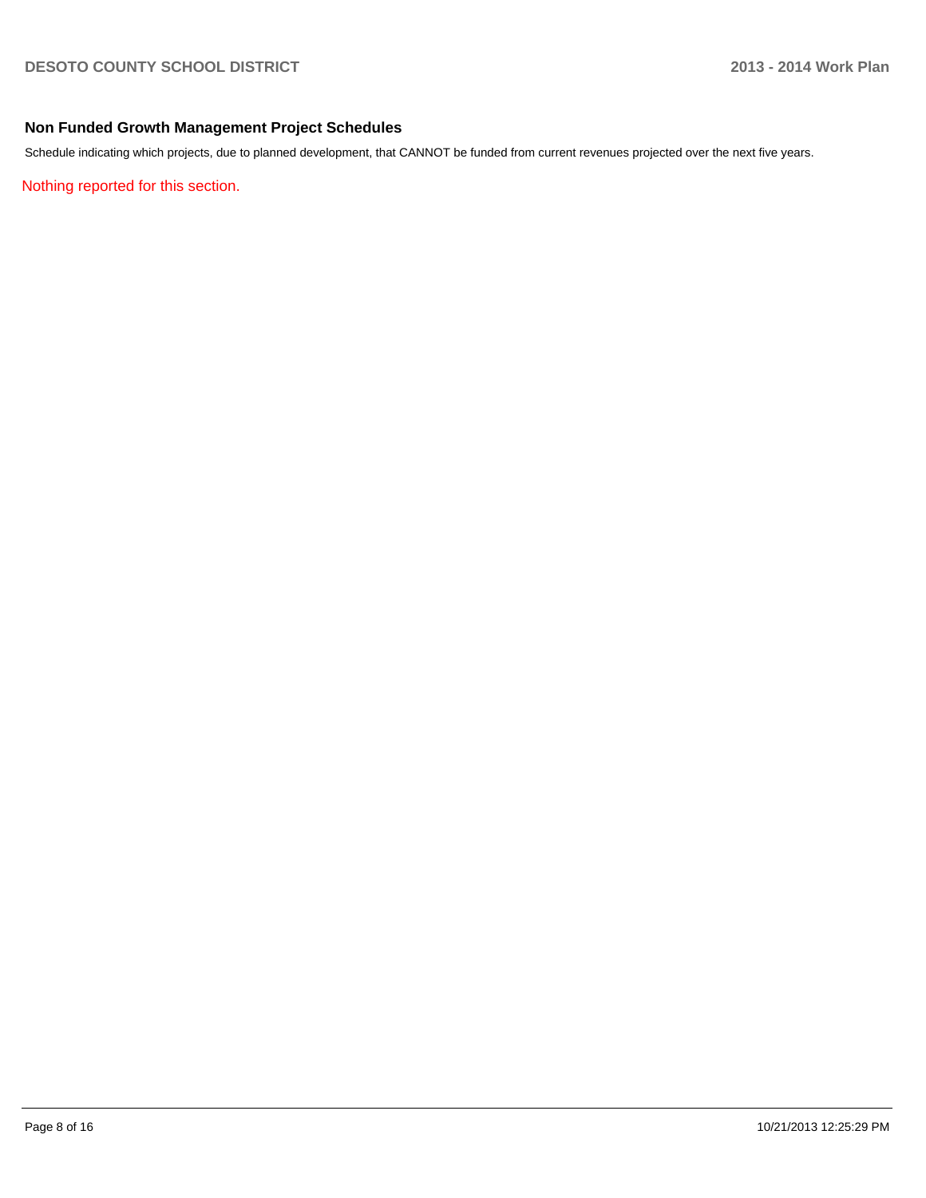## Non Funded Growth Management Project Schedules

Schedule indicating which projects, due to planned development, that CANNOT be funded from current revenues projected over the next five years.

Nothing reported for this section.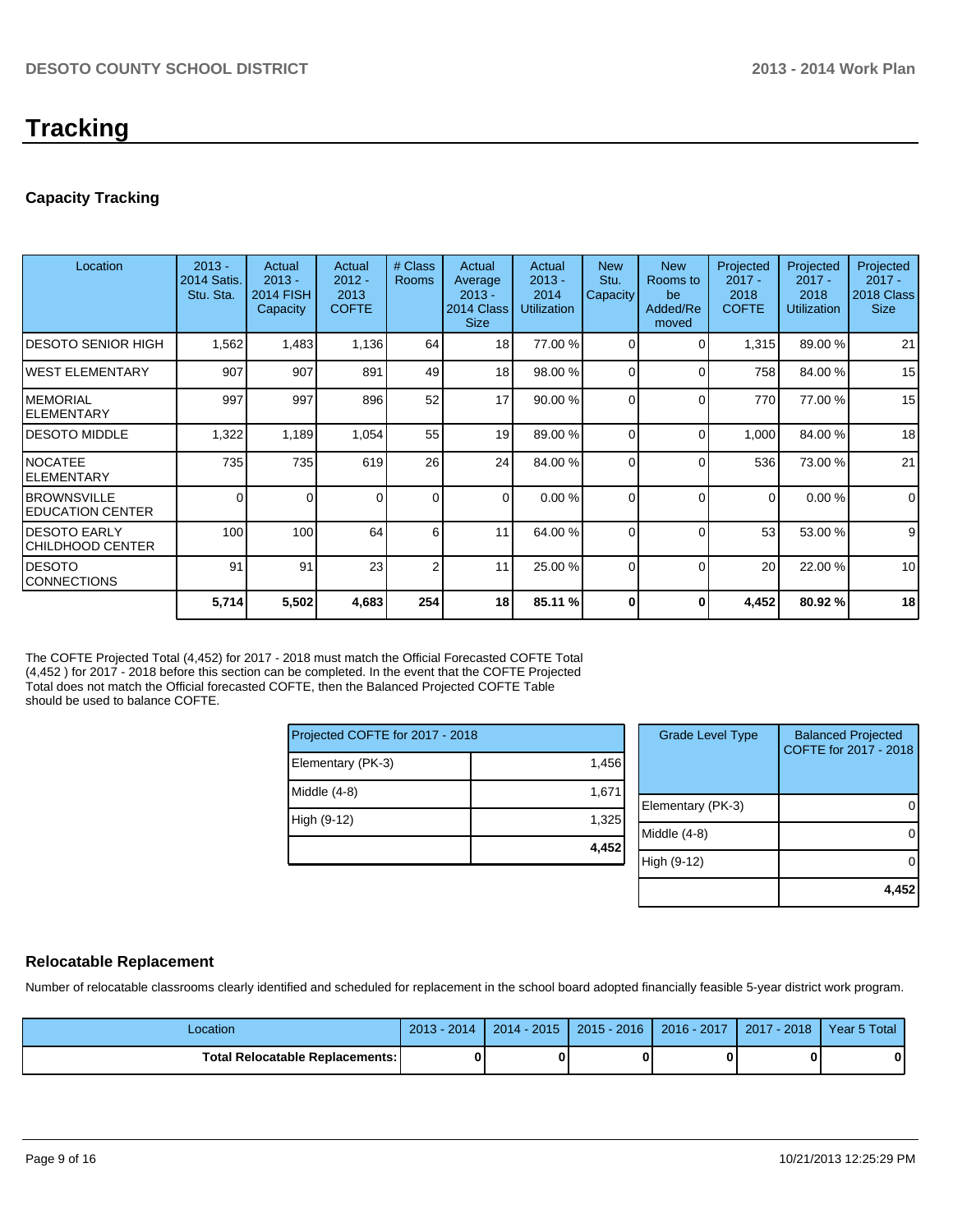# Tracking

## Capacity Tracking

| Location | 2013 - 2014 Satis. Stu. Sta. | Actual 2013 - 2014 FISH Capacity | Actual 2012 - 2013 COFTE | # Class Rooms | Actual Average 2013 - 2014 Class Size | Actual 2013 - 2014 Utilization | New Stu. Capacity | New Rooms to be Added/Removed | Projected 2017 - 2018 COFTE | Projected 2017 - 2018 Utilization | Projected 2017 - 2018 Class Size |
|---|---|---|---|---|---|---|---|---|---|---|---|
| DESOTO SENIOR HIGH | 1,562 | 1,483 | 1,136 | 64 | 18 | 77.00 % | 0 | 0 | 1,315 | 89.00 % | 21 |
| WEST ELEMENTARY | 907 | 907 | 891 | 49 | 18 | 98.00 % | 0 | 0 | 758 | 84.00 % | 15 |
| MEMORIAL ELEMENTARY | 997 | 997 | 896 | 52 | 17 | 90.00 % | 0 | 0 | 770 | 77.00 % | 15 |
| DESOTO MIDDLE | 1,322 | 1,189 | 1,054 | 55 | 19 | 89.00 % | 0 | 0 | 1,000 | 84.00 % | 18 |
| NOCATEE ELEMENTARY | 735 | 735 | 619 | 26 | 24 | 84.00 % | 0 | 0 | 536 | 73.00 % | 21 |
| BROWNSVILLE EDUCATION CENTER | 0 | 0 | 0 | 0 | 0 | 0.00 % | 0 | 0 | 0 | 0.00 % | 0 |
| DESOTO EARLY CHILDHOOD CENTER | 100 | 100 | 64 | 6 | 11 | 64.00 % | 0 | 0 | 53 | 53.00 % | 9 |
| DESOTO CONNECTIONS | 91 | 91 | 23 | 2 | 11 | 25.00 % | 0 | 0 | 20 | 22.00 % | 10 |
| | **5,714** | **5,502** | **4,683** | **254** | **18** | **85.11 %** | **0** | **0** | **4,452** | **80.92 %** | **18** |

The COFTE Projected Total (4,452) for 2017 - 2018 must match the Official Forecasted COFTE Total (4,452 ) for 2017 - 2018 before this section can be completed. In the event that the COFTE Projected Total does not match the Official forecasted COFTE, then the Balanced Projected COFTE Table should be used to balance COFTE.

| Projected COFTE for 2017 - 2018 | |
|---|---|
| Elementary (PK-3) | 1,456 |
| Middle (4-8) | 1,671 |
| High (9-12) | 1,325 |
| | **4,452** |

| Grade Level Type | Balanced Projected COFTE for 2017 - 2018 |
|---|---|
| Elementary (PK-3) | 0 |
| Middle (4-8) | 0 |
| High (9-12) | 0 |
| | **4,452** |

## Relocatable Replacement

Number of relocatable classrooms clearly identified and scheduled for replacement in the school board adopted financially feasible 5-year district work program.

| Location | 2013 - 2014 | 2014 - 2015 | 2015 - 2016 | 2016 - 2017 | 2017 - 2018 | Year 5 Total |
|---|---|---|---|---|---|---|
| **Total Relocatable Replacements:** | **0** | **0** | **0** | **0** | **0** | **0** |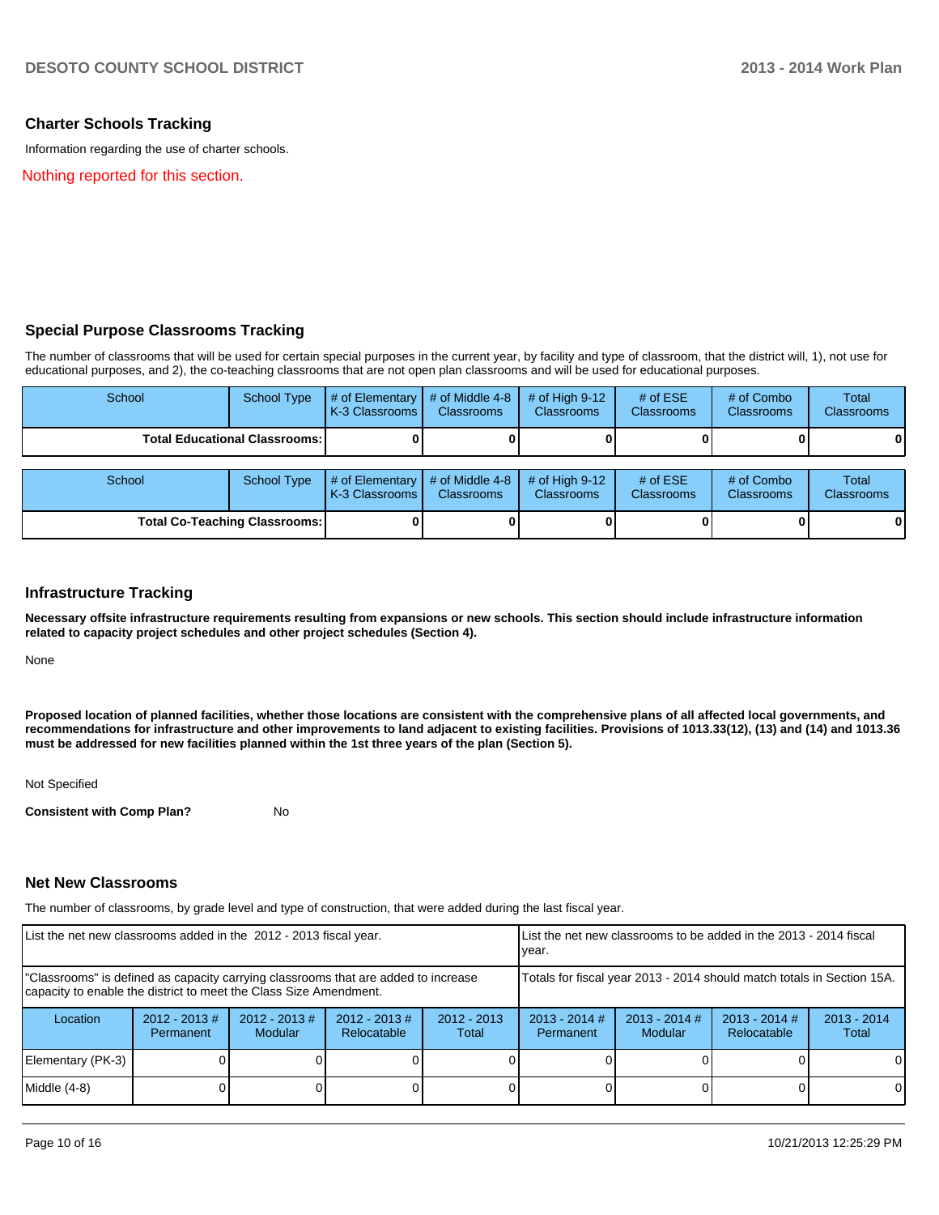## Charter Schools Tracking

Information regarding the use of charter schools.

Nothing reported for this section.

## Special Purpose Classrooms Tracking

The number of classrooms that will be used for certain special purposes in the current year, by facility and type of classroom, that the district will, 1), not use for educational purposes, and 2), the co-teaching classrooms that are not open plan classrooms and will be used for educational purposes.

| School | School Type | # of Elementary K-3 Classrooms | # of Middle 4-8 Classrooms | # of High 9-12 Classrooms | # of ESE Classrooms | # of Combo Classrooms | Total Classrooms |
|---|---|---|---|---|---|---|---|
| **Total Educational Classrooms:** | | **0** | **0** | **0** | **0** | **0** | **0** |

| School | School Type | # of Elementary K-3 Classrooms | # of Middle 4-8 Classrooms | # of High 9-12 Classrooms | # of ESE Classrooms | # of Combo Classrooms | Total Classrooms |
|---|---|---|---|---|---|---|---|
| **Total Co-Teaching Classrooms:** | | **0** | **0** | **0** | **0** | **0** | **0** |

## Infrastructure Tracking

**Necessary offsite infrastructure requirements resulting from expansions or new schools. This section should include infrastructure information related to capacity project schedules and other project schedules (Section 4).**

None

**Proposed location of planned facilities, whether those locations are consistent with the comprehensive plans of all affected local governments, and recommendations for infrastructure and other improvements to land adjacent to existing facilities. Provisions of 1013.33(12), (13) and (14) and 1013.36 must be addressed for new facilities planned within the 1st three years of the plan (Section 5).**

Not Specified

**Consistent with Comp Plan?** No

## Net New Classrooms

The number of classrooms, by grade level and type of construction, that were added during the last fiscal year.

| List the net new classrooms added in the 2012 - 2013 fiscal year. | | | | | List the net new classrooms to be added in the 2013 - 2014 fiscal year. | | | |
|---|---|---|---|---|---|---|---|---|
| "Classrooms" is defined as capacity carrying classrooms that are added to increase capacity to enable the district to meet the Class Size Amendment. | | | | | Totals for fiscal year 2013 - 2014 should match totals in Section 15A. | | | |
| Location | 2012 - 2013 # Permanent | 2012 - 2013 # Modular | 2012 - 2013 # Relocatable | 2012 - 2013 Total | 2013 - 2014 # Permanent | 2013 - 2014 # Modular | 2013 - 2014 # Relocatable | 2013 - 2014 Total |
| Elementary (PK-3) | 0 | 0 | 0 | 0 | 0 | 0 | 0 | 0 |
| Middle (4-8) | 0 | 0 | 0 | 0 | 0 | 0 | 0 | 0 |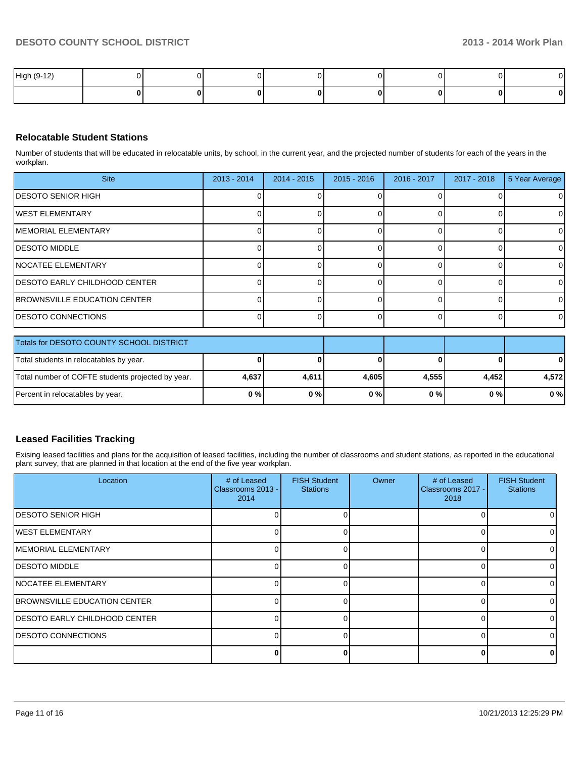| | | | | | | | | |
|---|---|---|---|---|---|---|---|---|
| High (9-12) | 0 | 0 | 0 | 0 | 0 | 0 | 0 | 0 |
| | **0** | **0** | **0** | **0** | **0** | **0** | **0** | **0** |

## Relocatable Student Stations

Number of students that will be educated in relocatable units, by school, in the current year, and the projected number of students for each of the years in the workplan.

| Site | 2013 - 2014 | 2014 - 2015 | 2015 - 2016 | 2016 - 2017 | 2017 - 2018 | 5 Year Average |
|---|---|---|---|---|---|---|
| DESOTO SENIOR HIGH | 0 | 0 | 0 | 0 | 0 | 0 |
| WEST ELEMENTARY | 0 | 0 | 0 | 0 | 0 | 0 |
| MEMORIAL ELEMENTARY | 0 | 0 | 0 | 0 | 0 | 0 |
| DESOTO MIDDLE | 0 | 0 | 0 | 0 | 0 | 0 |
| NOCATEE ELEMENTARY | 0 | 0 | 0 | 0 | 0 | 0 |
| DESOTO EARLY CHILDHOOD CENTER | 0 | 0 | 0 | 0 | 0 | 0 |
| BROWNSVILLE EDUCATION CENTER | 0 | 0 | 0 | 0 | 0 | 0 |
| DESOTO CONNECTIONS | 0 | 0 | 0 | 0 | 0 | 0 |

| Totals for DESOTO COUNTY SCHOOL DISTRICT | | | | | | |
|---|---|---|---|---|---|---|
| Total students in relocatables by year. | **0** | **0** | **0** | **0** | **0** | **0** |
| Total number of COFTE students projected by year. | **4,637** | **4,611** | **4,605** | **4,555** | **4,452** | **4,572** |
| Percent in relocatables by year. | **0 %** | **0 %** | **0 %** | **0 %** | **0 %** | **0 %** |

## Leased Facilities Tracking

Exising leased facilities and plans for the acquisition of leased facilities, including the number of classrooms and student stations, as reported in the educational plant survey, that are planned in that location at the end of the five year workplan.

| Location | # of Leased Classrooms 2013 - 2014 | FISH Student Stations | Owner | # of Leased Classrooms 2017 - 2018 | FISH Student Stations |
|---|---|---|---|---|---|
| DESOTO SENIOR HIGH | 0 | 0 | | 0 | 0 |
| WEST ELEMENTARY | 0 | 0 | | 0 | 0 |
| MEMORIAL ELEMENTARY | 0 | 0 | | 0 | 0 |
| DESOTO MIDDLE | 0 | 0 | | 0 | 0 |
| NOCATEE ELEMENTARY | 0 | 0 | | 0 | 0 |
| BROWNSVILLE EDUCATION CENTER | 0 | 0 | | 0 | 0 |
| DESOTO EARLY CHILDHOOD CENTER | 0 | 0 | | 0 | 0 |
| DESOTO CONNECTIONS | 0 | 0 | | 0 | 0 |
| | **0** | **0** | | **0** | **0** |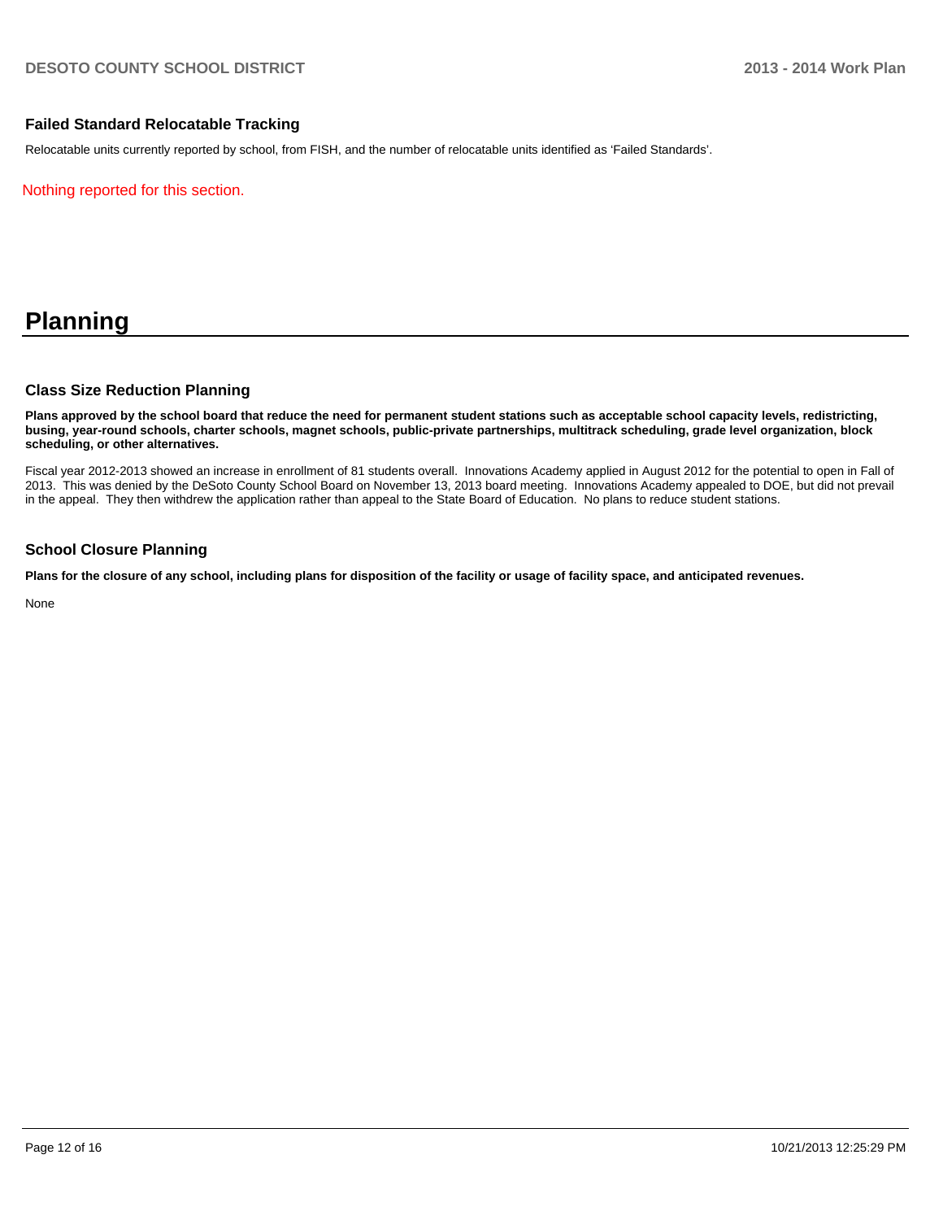### Failed Standard Relocatable Tracking

Relocatable units currently reported by school, from FISH, and the number of relocatable units identified as 'Failed Standards'.

Nothing reported for this section.

# Planning

### Class Size Reduction Planning

**Plans approved by the school board that reduce the need for permanent student stations such as acceptable school capacity levels, redistricting, busing, year-round schools, charter schools, magnet schools, public-private partnerships, multitrack scheduling, grade level organization, block scheduling, or other alternatives.**

Fiscal year 2012-2013 showed an increase in enrollment of 81 students overall. Innovations Academy applied in August 2012 for the potential to open in Fall of 2013. This was denied by the DeSoto County School Board on November 13, 2013 board meeting. Innovations Academy appealed to DOE, but did not prevail in the appeal. They then withdrew the application rather than appeal to the State Board of Education. No plans to reduce student stations.

### School Closure Planning

**Plans for the closure of any school, including plans for disposition of the facility or usage of facility space, and anticipated revenues.**

None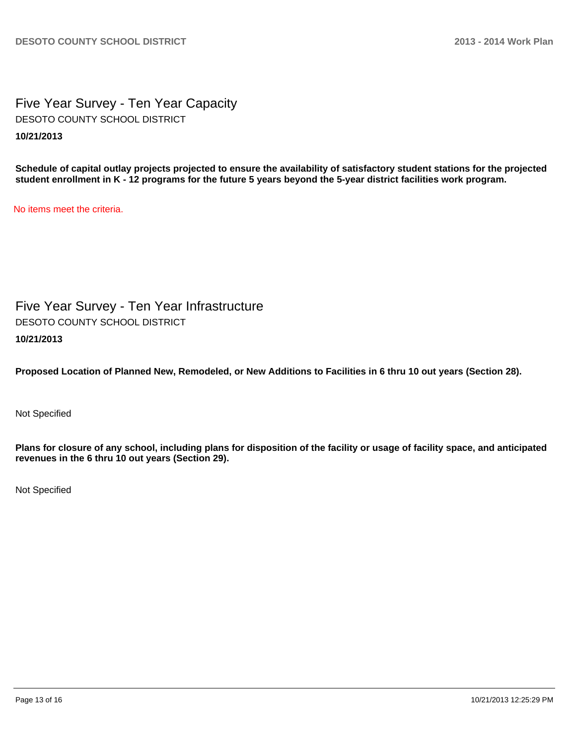## Five Year Survey - Ten Year Capacity

DESOTO COUNTY SCHOOL DISTRICT

**10/21/2013**

**Schedule of capital outlay projects projected to ensure the availability of satisfactory student stations for the projected student enrollment in K - 12 programs for the future 5 years beyond the 5-year district facilities work program.**

No items meet the criteria.

## Five Year Survey - Ten Year Infrastructure

DESOTO COUNTY SCHOOL DISTRICT

**10/21/2013**

**Proposed Location of Planned New, Remodeled, or New Additions to Facilities in 6 thru 10 out years (Section 28).**

Not Specified

**Plans for closure of any school, including plans for disposition of the facility or usage of facility space, and anticipated revenues in the 6 thru 10 out years (Section 29).**

Not Specified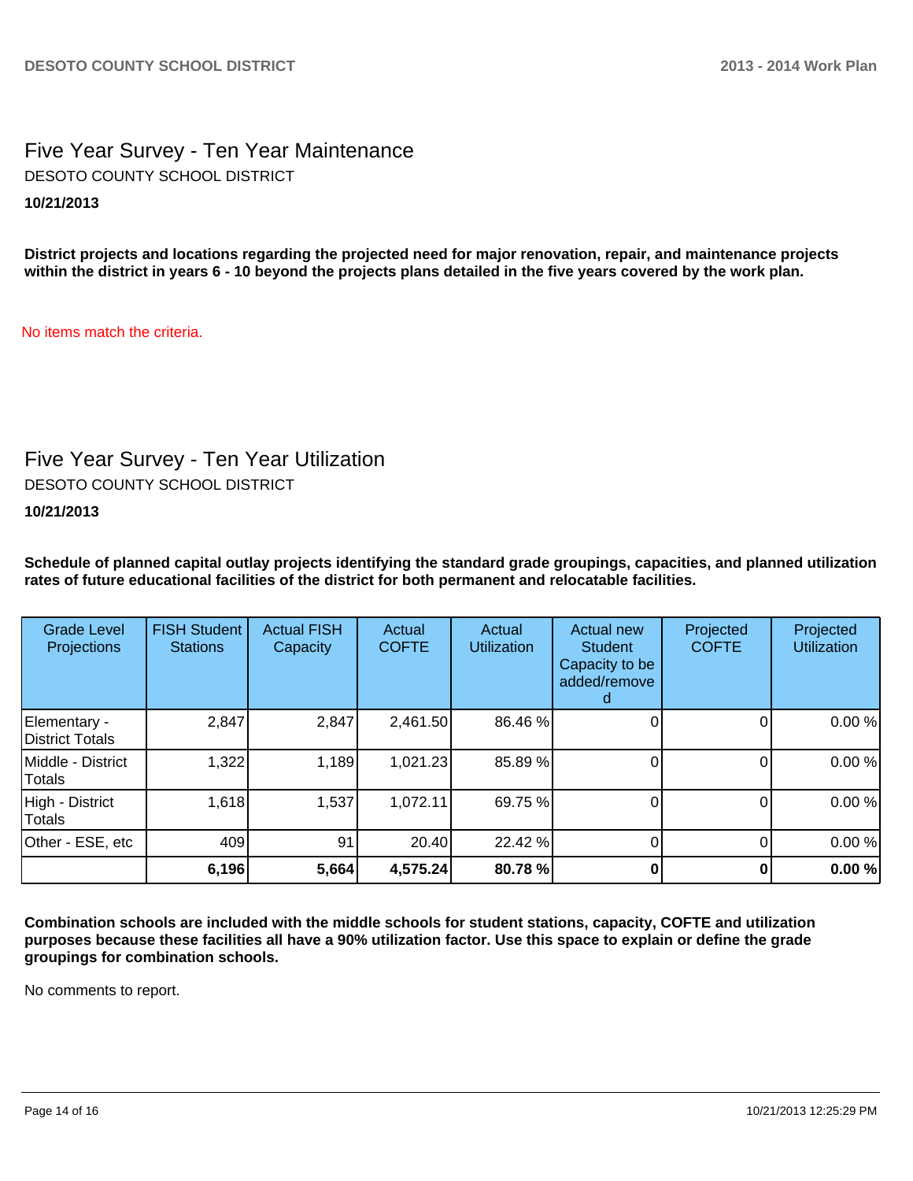## Five Year Survey - Ten Year Maintenance

DESOTO COUNTY SCHOOL DISTRICT

**10/21/2013**

**District projects and locations regarding the projected need for major renovation, repair, and maintenance projects within the district in years 6 - 10 beyond the projects plans detailed in the five years covered by the work plan.**

No items match the criteria.

## Five Year Survey - Ten Year Utilization

DESOTO COUNTY SCHOOL DISTRICT

**10/21/2013**

**Schedule of planned capital outlay projects identifying the standard grade groupings, capacities, and planned utilization rates of future educational facilities of the district for both permanent and relocatable facilities.**

| Grade Level Projections | FISH Student Stations | Actual FISH Capacity | Actual COFTE | Actual Utilization | Actual new Student Capacity to be added/removed | Projected COFTE | Projected Utilization |
|---|---|---|---|---|---|---|---|
| Elementary - District Totals | 2,847 | 2,847 | 2,461.50 | 86.46 % | 0 | 0 | 0.00 % |
| Middle - District Totals | 1,322 | 1,189 | 1,021.23 | 85.89 % | 0 | 0 | 0.00 % |
| High - District Totals | 1,618 | 1,537 | 1,072.11 | 69.75 % | 0 | 0 | 0.00 % |
| Other - ESE, etc | 409 | 91 | 20.40 | 22.42 % | 0 | 0 | 0.00 % |
| | **6,196** | **5,664** | **4,575.24** | **80.78 %** | **0** | **0** | **0.00 %** |

**Combination schools are included with the middle schools for student stations, capacity, COFTE and utilization purposes because these facilities all have a 90% utilization factor. Use this space to explain or define the grade groupings for combination schools.**

No comments to report.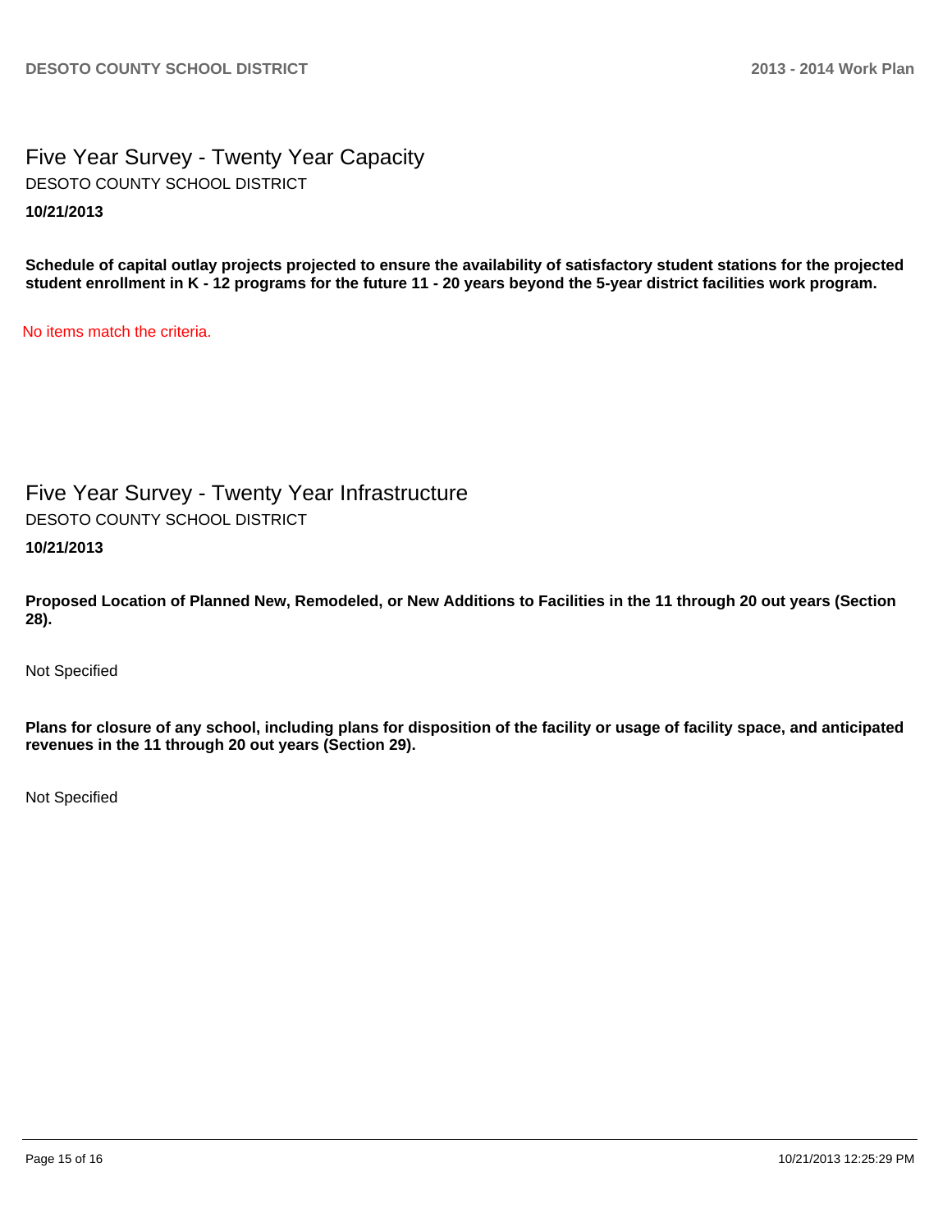# Five Year Survey - Twenty Year Capacity

DESOTO COUNTY SCHOOL DISTRICT

**10/21/2013**

**Schedule of capital outlay projects projected to ensure the availability of satisfactory student stations for the projected student enrollment in K - 12 programs for the future 11 - 20 years beyond the 5-year district facilities work program.**

No items match the criteria.

# Five Year Survey - Twenty Year Infrastructure

DESOTO COUNTY SCHOOL DISTRICT

**10/21/2013**

**Proposed Location of Planned New, Remodeled, or New Additions to Facilities in the 11 through 20 out years (Section 28).**

Not Specified

**Plans for closure of any school, including plans for disposition of the facility or usage of facility space, and anticipated revenues in the 11 through 20 out years (Section 29).**

Not Specified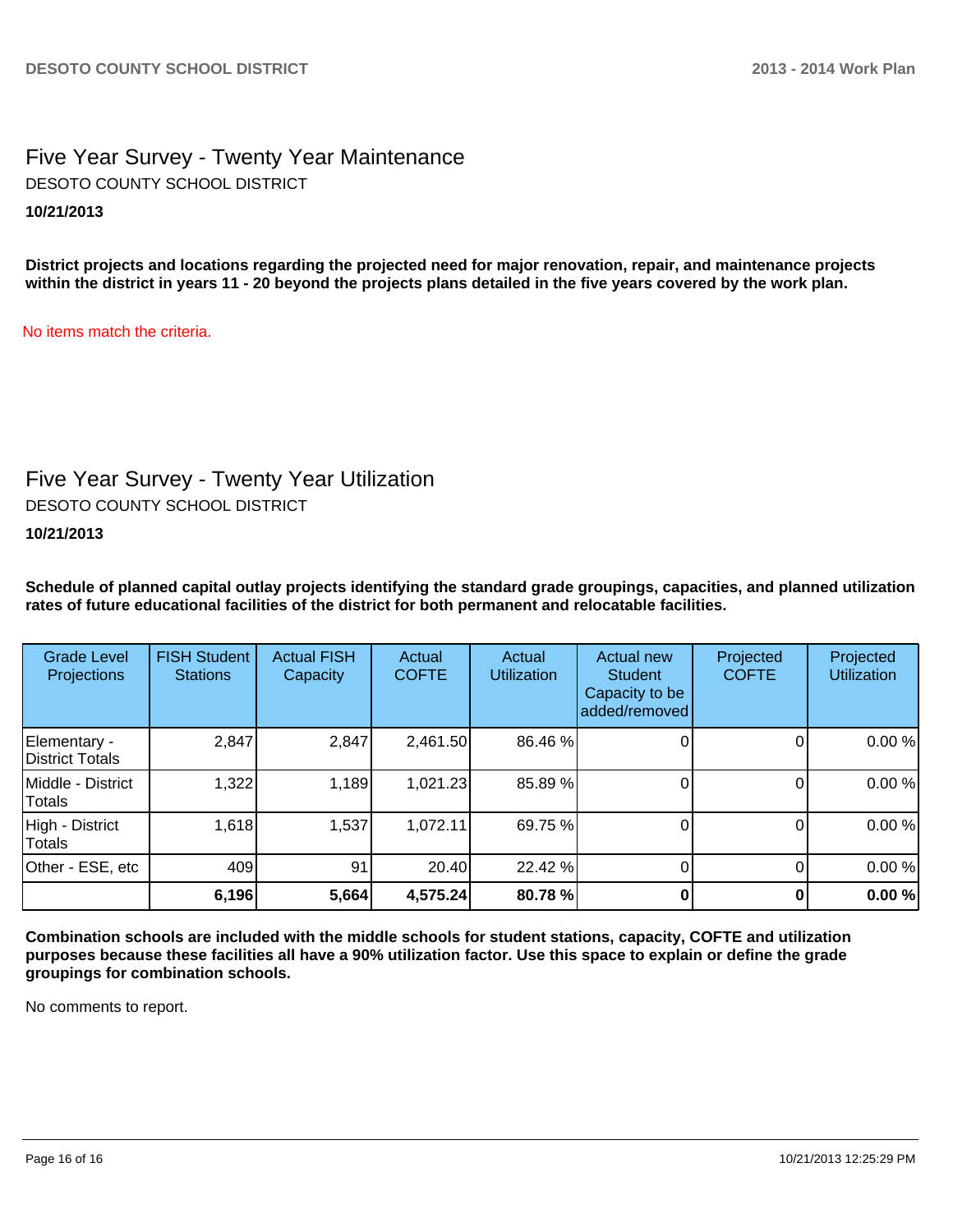## Five Year Survey - Twenty Year Maintenance

DESOTO COUNTY SCHOOL DISTRICT

**10/21/2013**

**District projects and locations regarding the projected need for major renovation, repair, and maintenance projects within the district in years 11 - 20 beyond the projects plans detailed in the five years covered by the work plan.**

No items match the criteria.

## Five Year Survey - Twenty Year Utilization

DESOTO COUNTY SCHOOL DISTRICT

**10/21/2013**

**Schedule of planned capital outlay projects identifying the standard grade groupings, capacities, and planned utilization rates of future educational facilities of the district for both permanent and relocatable facilities.**

| Grade Level Projections | FISH Student Stations | Actual FISH Capacity | Actual COFTE | Actual Utilization | Actual new Student Capacity to be added/removed | Projected COFTE | Projected Utilization |
|---|---|---|---|---|---|---|---|
| Elementary - District Totals | 2,847 | 2,847 | 2,461.50 | 86.46 % | 0 | 0 | 0.00 % |
| Middle - District Totals | 1,322 | 1,189 | 1,021.23 | 85.89 % | 0 | 0 | 0.00 % |
| High - District Totals | 1,618 | 1,537 | 1,072.11 | 69.75 % | 0 | 0 | 0.00 % |
| Other - ESE, etc | 409 | 91 | 20.40 | 22.42 % | 0 | 0 | 0.00 % |
| | **6,196** | **5,664** | **4,575.24** | **80.78 %** | **0** | **0** | **0.00 %** |

**Combination schools are included with the middle schools for student stations, capacity, COFTE and utilization purposes because these facilities all have a 90% utilization factor. Use this space to explain or define the grade groupings for combination schools.**

No comments to report.